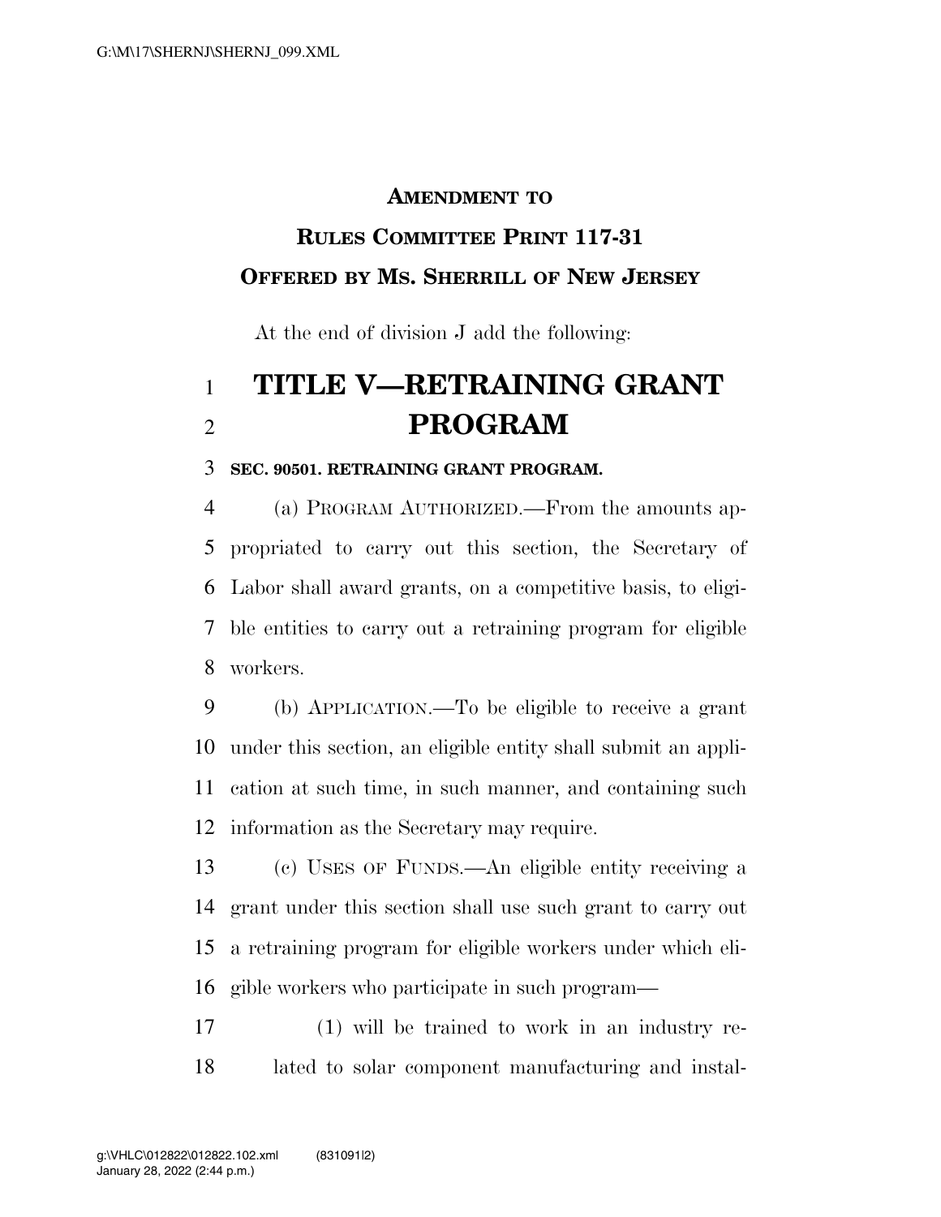**AMENDMENT TO**

**RULES COMMITTEE PRINT 117-31**

**OFFERED BY MS. SHERRILL OF NEW JERSEY**

At the end of division J add the following:

# TITLE V—RETRAINING GRANT PROGRAM

**SEC. 90501. RETRAINING GRANT PROGRAM.**

(a) PROGRAM AUTHORIZED.—From the amounts appropriated to carry out this section, the Secretary of Labor shall award grants, on a competitive basis, to eligible entities to carry out a retraining program for eligible workers.

(b) APPLICATION.—To be eligible to receive a grant under this section, an eligible entity shall submit an application at such time, in such manner, and containing such information as the Secretary may require.

(c) USES OF FUNDS.—An eligible entity receiving a grant under this section shall use such grant to carry out a retraining program for eligible workers under which eligible workers who participate in such program—

(1) will be trained to work in an industry related to solar component manufacturing and instal-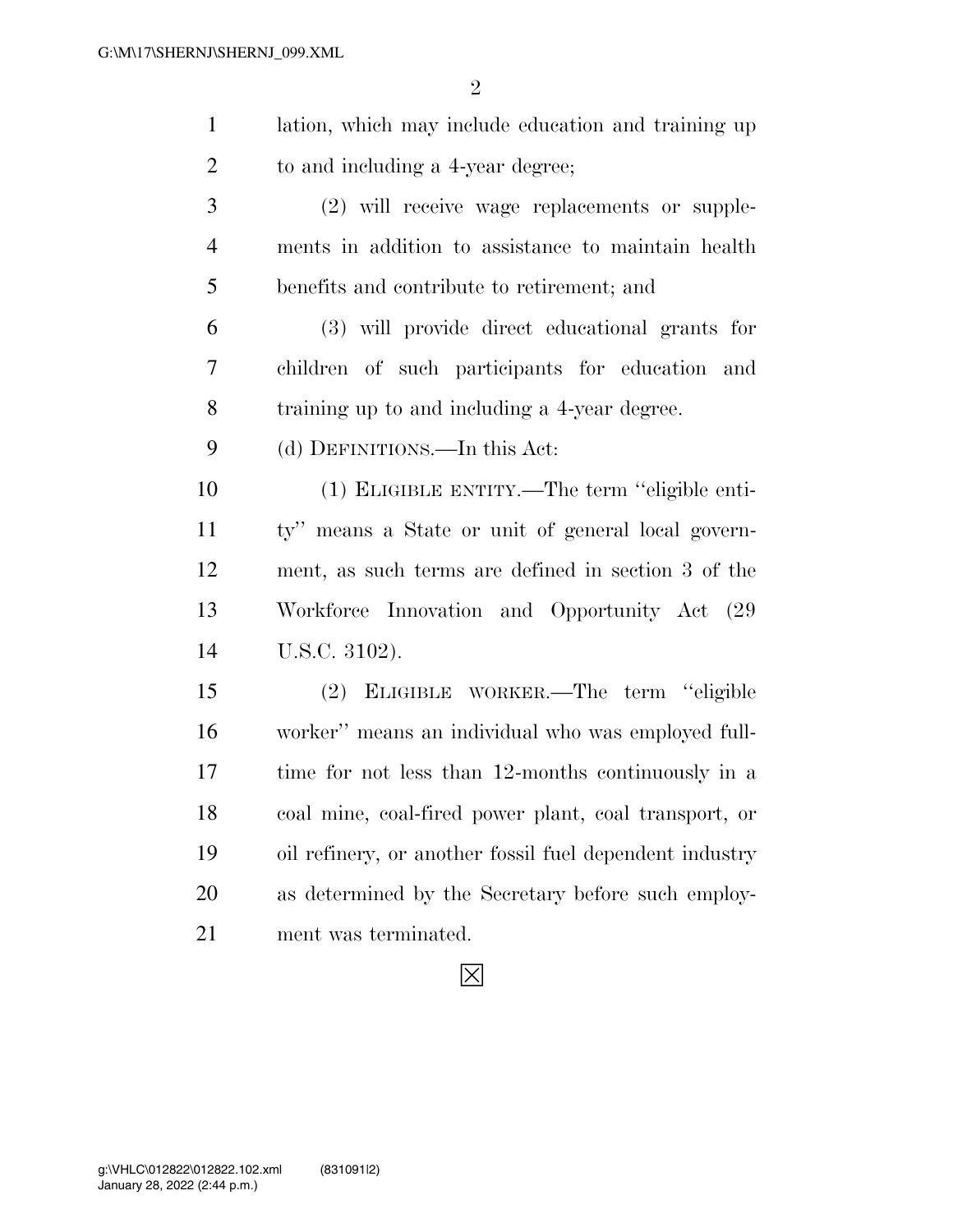lation, which may include education and training up to and including a 4-year degree;

(2) will receive wage replacements or supplements in addition to assistance to maintain health benefits and contribute to retirement; and

(3) will provide direct educational grants for children of such participants for education and training up to and including a 4-year degree.

(d) DEFINITIONS.—In this Act:

(1) ELIGIBLE ENTITY.—The term "eligible entity" means a State or unit of general local government, as such terms are defined in section 3 of the Workforce Innovation and Opportunity Act (29 U.S.C. 3102).

(2) ELIGIBLE WORKER.—The term "eligible worker" means an individual who was employed full-time for not less than 12-months continuously in a coal mine, coal-fired power plant, coal transport, or oil refinery, or another fossil fuel dependent industry as determined by the Secretary before such employment was terminated.